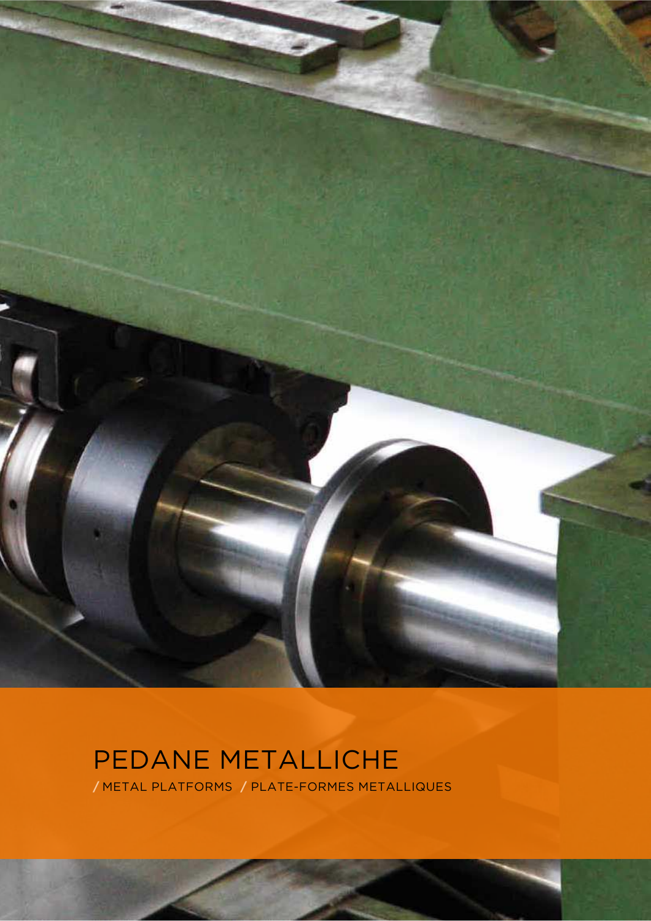# PEDANE METALLICHE

/ METAL PLATFORMS / PLATE-FORMES METALLIQUES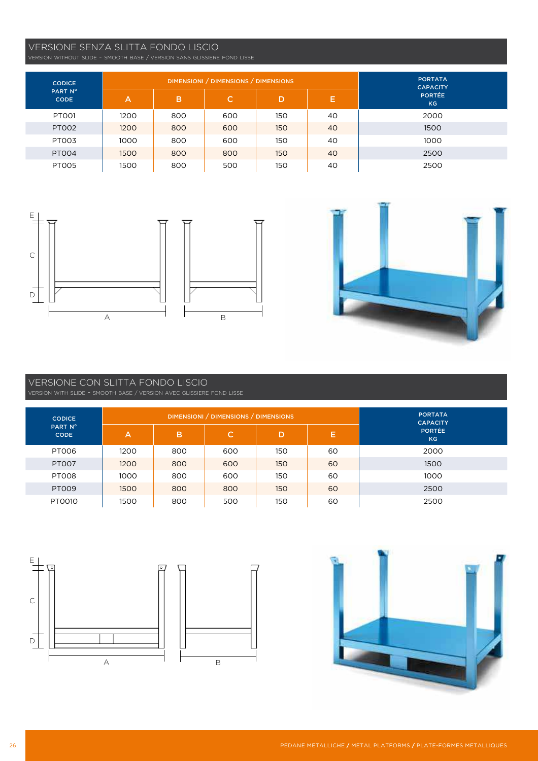## VERSIONE SENZA SLITTA FONDO LISCIO

VERSION WITHOUT SLIDE - SMOOTH BASE / VERSION SANS GLISSIERE FOND LISSE

| CODICE PART N° CODE | DIMENSIONI / DIMENSIONS / DIMENSIONS | | | | | PORTATA CAPACITY PORTÉE KG |
|---|---|---|---|---|---|---|
| | A | B | C | D | E | |
| PT001 | 1200 | 800 | 600 | 150 | 40 | 2000 |
| PT002 | 1200 | 800 | 600 | 150 | 40 | 1500 |
| PT003 | 1000 | 800 | 600 | 150 | 40 | 1000 |
| PT004 | 1500 | 800 | 800 | 150 | 40 | 2500 |
| PT005 | 1500 | 800 | 500 | 150 | 40 | 2500 |

## VERSIONE CON SLITTA FONDO LISCIO

VERSION WITH SLIDE - SMOOTH BASE / VERSION AVEC GLISSIERE FOND LISSE

| CODICE PART N° CODE | DIMENSIONI / DIMENSIONS / DIMENSIONS | | | | | PORTATA CAPACITY PORTÉE KG |
|---|---|---|---|---|---|---|
| | A | B | C | D | E | |
| PT006 | 1200 | 800 | 600 | 150 | 60 | 2000 |
| PT007 | 1200 | 800 | 600 | 150 | 60 | 1500 |
| PT008 | 1000 | 800 | 600 | 150 | 60 | 1000 |
| PT009 | 1500 | 800 | 800 | 150 | 60 | 2500 |
| PT0010 | 1500 | 800 | 500 | 150 | 60 | 2500 |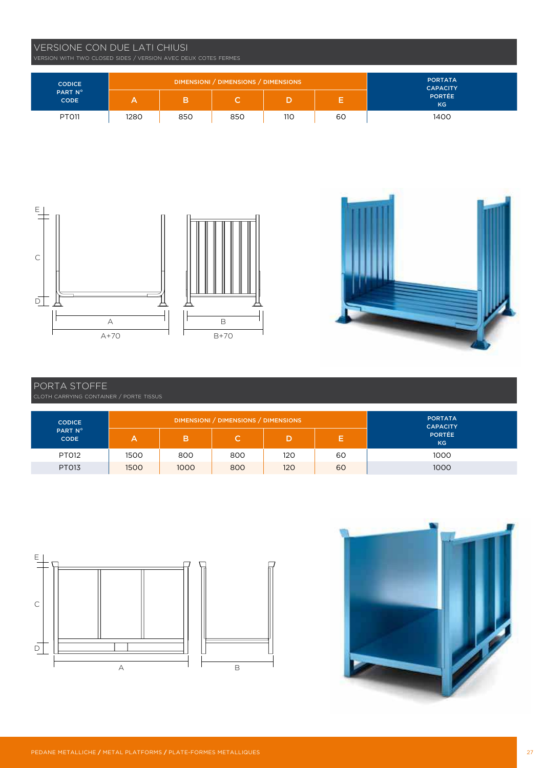## VERSIONE CON DUE LATI CHIUSI

VERSION WITH TWO CLOSED SIDES / VERSION AVEC DEUX COTES FERMES

| CODICE PART N° CODE | DIMENSIONI / DIMENSIONS / DIMENSIONS | | | | | PORTATA CAPACITY PORTÉE KG |
|---|---|---|---|---|---|---|
| | A | B | C | D | E | |
| PT011 | 1280 | 850 | 850 | 110 | 60 | 1400 |

## PORTA STOFFE

CLOTH CARRYING CONTAINER / PORTE TISSUS

| CODICE PART N° CODE | DIMENSIONI / DIMENSIONS / DIMENSIONS | | | | | PORTATA CAPACITY PORTÉE KG |
|---|---|---|---|---|---|---|
| | A | B | C | D | E | |
| PT012 | 1500 | 800 | 800 | 120 | 60 | 1000 |
| PT013 | 1500 | 1000 | 800 | 120 | 60 | 1000 |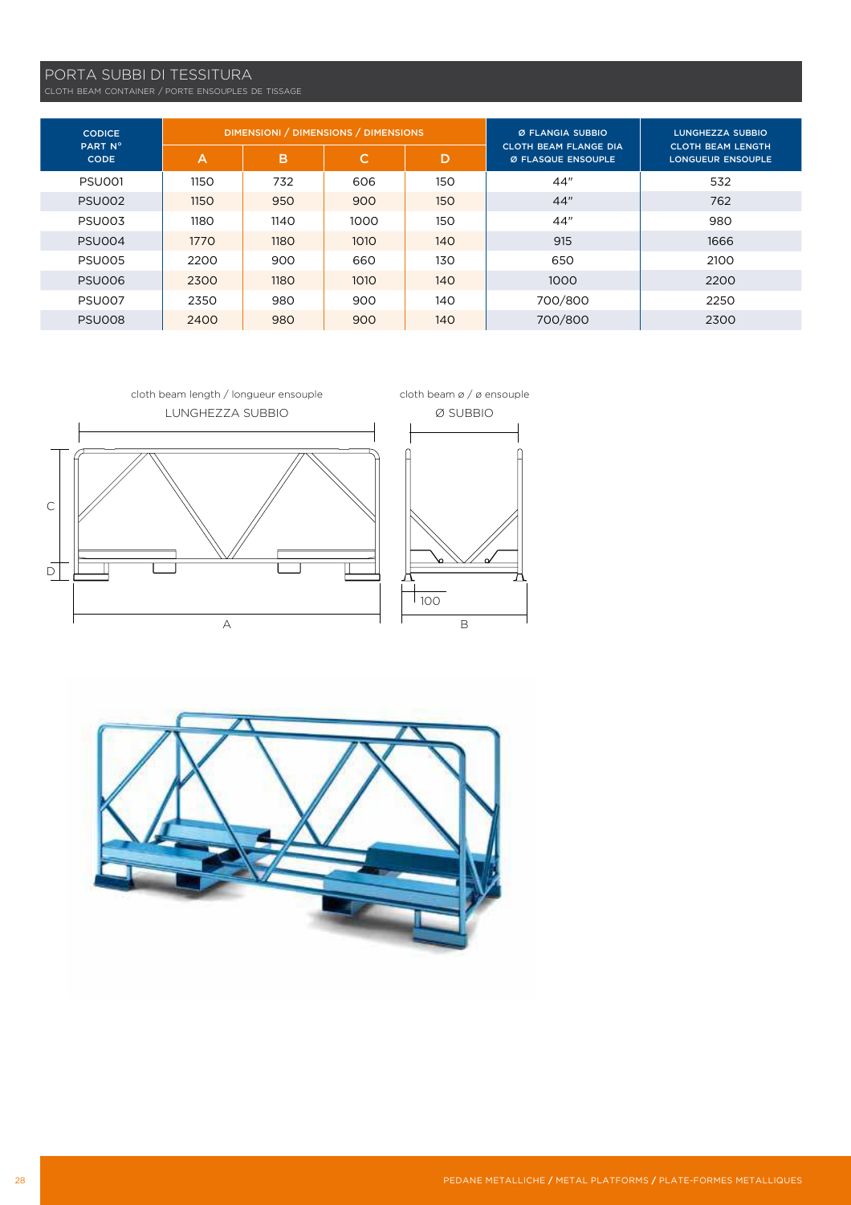## PORTA SUBBI DI TESSITURA

CLOTH BEAM CONTAINER / PORTE ENSOUPLES DE TISSAGE

| CODICE PART N° CODE | DIMENSIONI / DIMENSIONS / DIMENSIONS | | | | Ø FLANGIA SUBBIO CLOTH BEAM FLANGE DIA Ø FLASQUE ENSOUPLE | LUNGHEZZA SUBBIO CLOTH BEAM LENGTH LONGUEUR ENSOUPLE |
|---|---|---|---|---|---|---|
| | A | B | C | D | | |
| PSU001 | 1150 | 732 | 606 | 150 | 44" | 532 |
| PSU002 | 1150 | 950 | 900 | 150 | 44" | 762 |
| PSU003 | 1180 | 1140 | 1000 | 150 | 44" | 980 |
| PSU004 | 1770 | 1180 | 1010 | 140 | 915 | 1666 |
| PSU005 | 2200 | 900 | 660 | 130 | 650 | 2100 |
| PSU006 | 2300 | 1180 | 1010 | 140 | 1000 | 2200 |
| PSU007 | 2350 | 980 | 900 | 140 | 700/800 | 2250 |
| PSU008 | 2400 | 980 | 900 | 140 | 700/800 | 2300 |

cloth beam length / longueur ensouple

LUNGHEZZA SUBBIO

cloth beam ø / ø ensouple

Ø SUBBIO

C

D

A

100

B

PEDANE METALLICHE / METAL PLATFORMS / PLATE-FORMES METALLIQUES